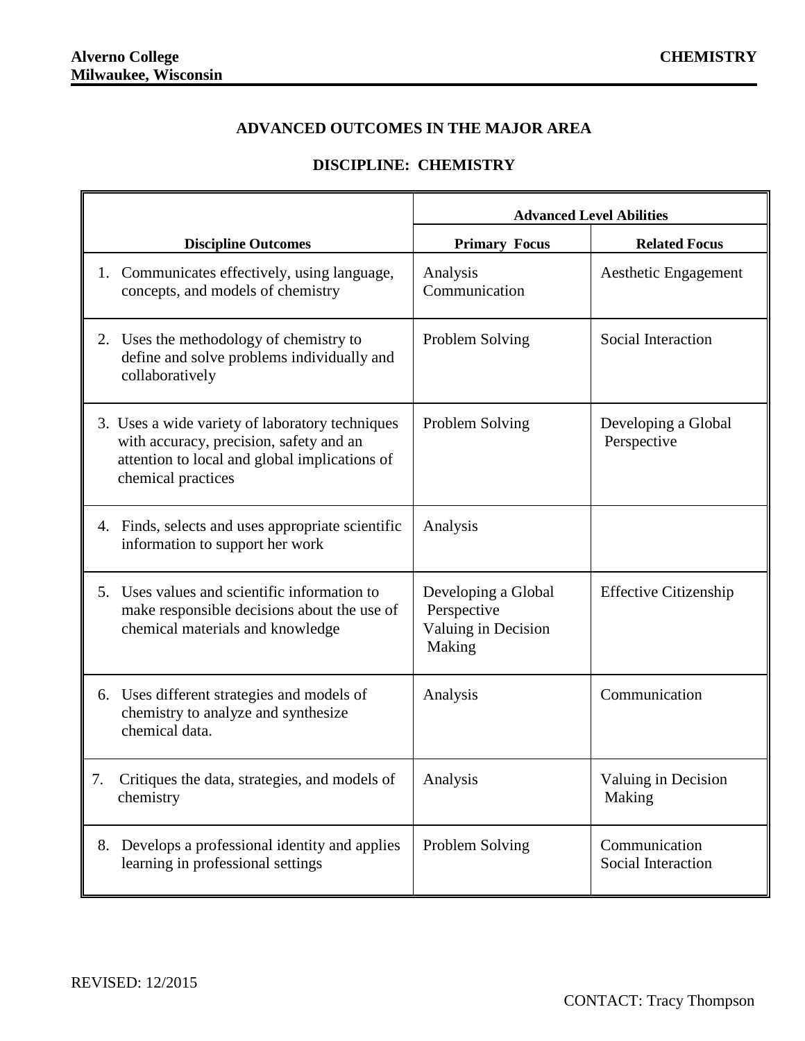**Alverno College**
**Milwaukee, Wisconsin**

**CHEMISTRY**

## ADVANCED OUTCOMES IN THE MAJOR AREA

## DISCIPLINE: CHEMISTRY

| | Advanced Level Abilities | |
|---|---|---|
| **Discipline Outcomes** | **Primary Focus** | **Related Focus** |
| 1. Communicates effectively, using language, concepts, and models of chemistry | Analysis<br>Communication | Aesthetic Engagement |
| 2. Uses the methodology of chemistry to define and solve problems individually and collaboratively | Problem Solving | Social Interaction |
| 3. Uses a wide variety of laboratory techniques with accuracy, precision, safety and an attention to local and global implications of chemical practices | Problem Solving | Developing a Global Perspective |
| 4. Finds, selects and uses appropriate scientific information to support her work | Analysis | |
| 5. Uses values and scientific information to make responsible decisions about the use of chemical materials and knowledge | Developing a Global Perspective<br>Valuing in Decision Making | Effective Citizenship |
| 6. Uses different strategies and models of chemistry to analyze and synthesize chemical data. | Analysis | Communication |
| 7. Critiques the data, strategies, and models of chemistry | Analysis | Valuing in Decision Making |
| 8. Develops a professional identity and applies learning in professional settings | Problem Solving | Communication<br>Social Interaction |

REVISED: 12/2015

CONTACT: Tracy Thompson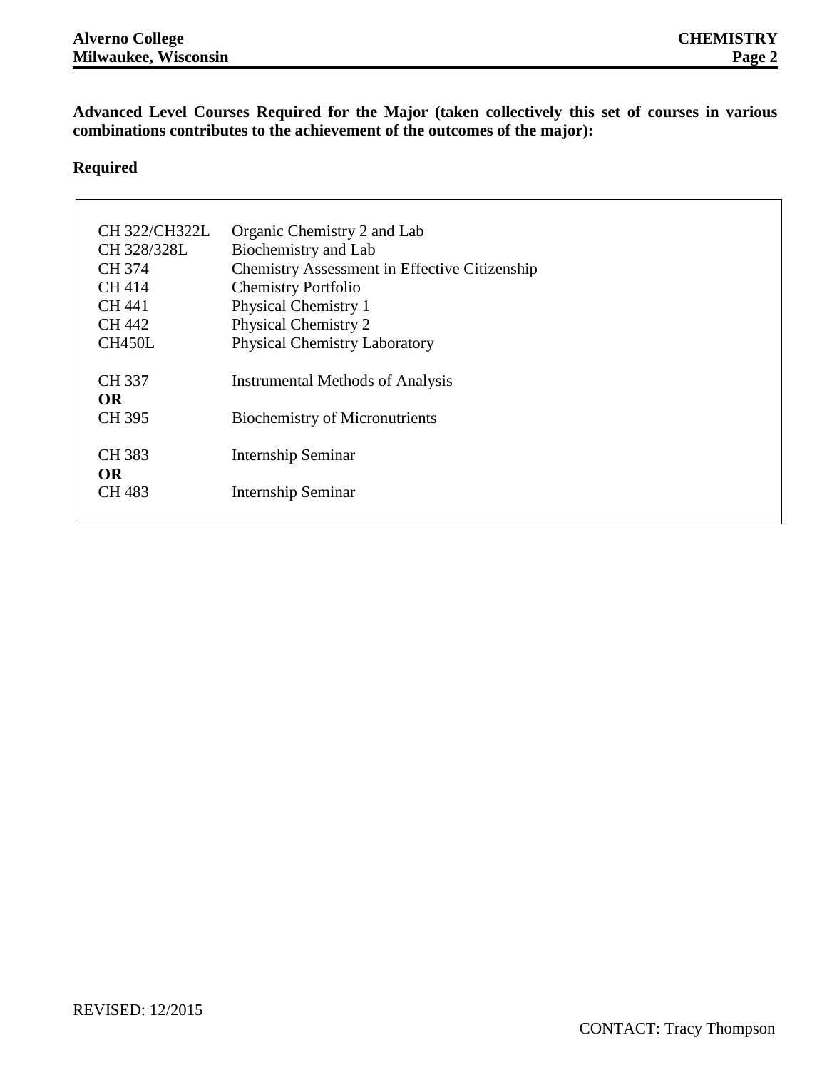**Advanced Level Courses Required for the Major (taken collectively this set of courses in various combinations contributes to the achievement of the outcomes of the major):**

**Required**

| | |
|---|---|
| CH 322/CH322L | Organic Chemistry 2 and Lab |
| CH 328/328L | Biochemistry and Lab |
| CH 374 | Chemistry Assessment in Effective Citizenship |
| CH 414 | Chemistry Portfolio |
| CH 441 | Physical Chemistry 1 |
| CH 442 | Physical Chemistry 2 |
| CH450L | Physical Chemistry Laboratory |
| CH 337 | Instrumental Methods of Analysis |
| **OR** | |
| CH 395 | Biochemistry of Micronutrients |
| CH 383 | Internship Seminar |
| **OR** | |
| CH 483 | Internship Seminar |

REVISED: 12/2015

CONTACT: Tracy Thompson